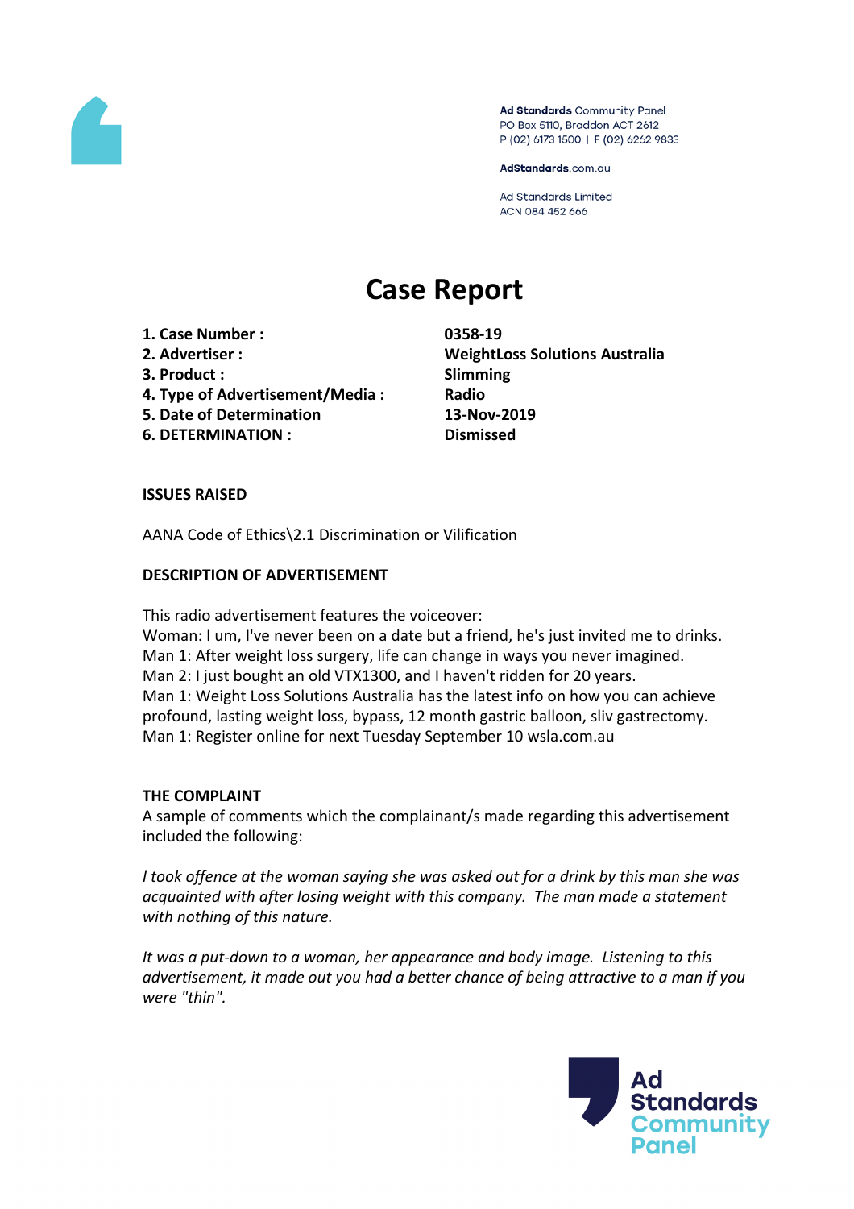Ad Standards Community Panel
PO Box 5110, Braddon ACT 2612
P (02) 6173 1500 | F (02) 6262 9833

AdStandards.com.au

Ad Standards Limited
ACN 084 452 666

# Case Report

| | |
|---|---|
| **1. Case Number :** | **0358-19** |
| **2. Advertiser :** | **WeightLoss Solutions Australia** |
| **3. Product :** | **Slimming** |
| **4. Type of Advertisement/Media :** | **Radio** |
| **5. Date of Determination** | **13-Nov-2019** |
| **6. DETERMINATION :** | **Dismissed** |

**ISSUES RAISED**

AANA Code of Ethics\2.1 Discrimination or Vilification

**DESCRIPTION OF ADVERTISEMENT**

This radio advertisement features the voiceover:
Woman: I um, I've never been on a date but a friend, he's just invited me to drinks.
Man 1: After weight loss surgery, life can change in ways you never imagined.
Man 2: I just bought an old VTX1300, and I haven't ridden for 20 years.
Man 1: Weight Loss Solutions Australia has the latest info on how you can achieve profound, lasting weight loss, bypass, 12 month gastric balloon, sliv gastrectomy.
Man 1: Register online for next Tuesday September 10 wsla.com.au

**THE COMPLAINT**

A sample of comments which the complainant/s made regarding this advertisement included the following:

*I took offence at the woman saying she was asked out for a drink by this man she was acquainted with after losing weight with this company. The man made a statement with nothing of this nature.*

*It was a put-down to a woman, her appearance and body image. Listening to this advertisement, it made out you had a better chance of being attractive to a man if you were "thin".*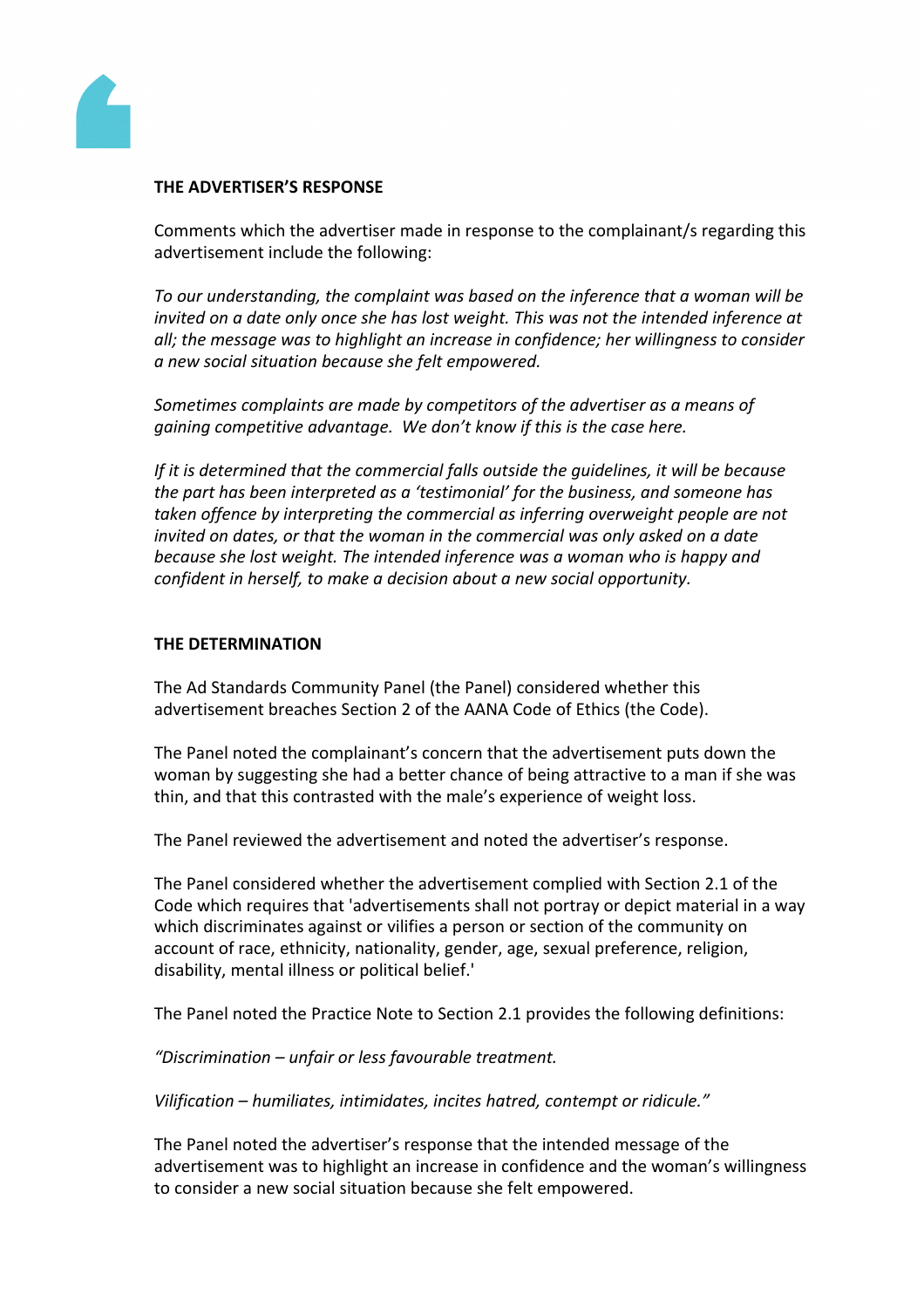**THE ADVERTISER'S RESPONSE**

Comments which the advertiser made in response to the complainant/s regarding this advertisement include the following:

*To our understanding, the complaint was based on the inference that a woman will be invited on a date only once she has lost weight. This was not the intended inference at all; the message was to highlight an increase in confidence; her willingness to consider a new social situation because she felt empowered.*

*Sometimes complaints are made by competitors of the advertiser as a means of gaining competitive advantage. We don't know if this is the case here.*

*If it is determined that the commercial falls outside the guidelines, it will be because the part has been interpreted as a 'testimonial' for the business, and someone has taken offence by interpreting the commercial as inferring overweight people are not invited on dates, or that the woman in the commercial was only asked on a date because she lost weight. The intended inference was a woman who is happy and confident in herself, to make a decision about a new social opportunity.*

**THE DETERMINATION**

The Ad Standards Community Panel (the Panel) considered whether this advertisement breaches Section 2 of the AANA Code of Ethics (the Code).

The Panel noted the complainant's concern that the advertisement puts down the woman by suggesting she had a better chance of being attractive to a man if she was thin, and that this contrasted with the male's experience of weight loss.

The Panel reviewed the advertisement and noted the advertiser's response.

The Panel considered whether the advertisement complied with Section 2.1 of the Code which requires that 'advertisements shall not portray or depict material in a way which discriminates against or vilifies a person or section of the community on account of race, ethnicity, nationality, gender, age, sexual preference, religion, disability, mental illness or political belief.'

The Panel noted the Practice Note to Section 2.1 provides the following definitions:

*"Discrimination – unfair or less favourable treatment.*

*Vilification – humiliates, intimidates, incites hatred, contempt or ridicule."*

The Panel noted the advertiser's response that the intended message of the advertisement was to highlight an increase in confidence and the woman's willingness to consider a new social situation because she felt empowered.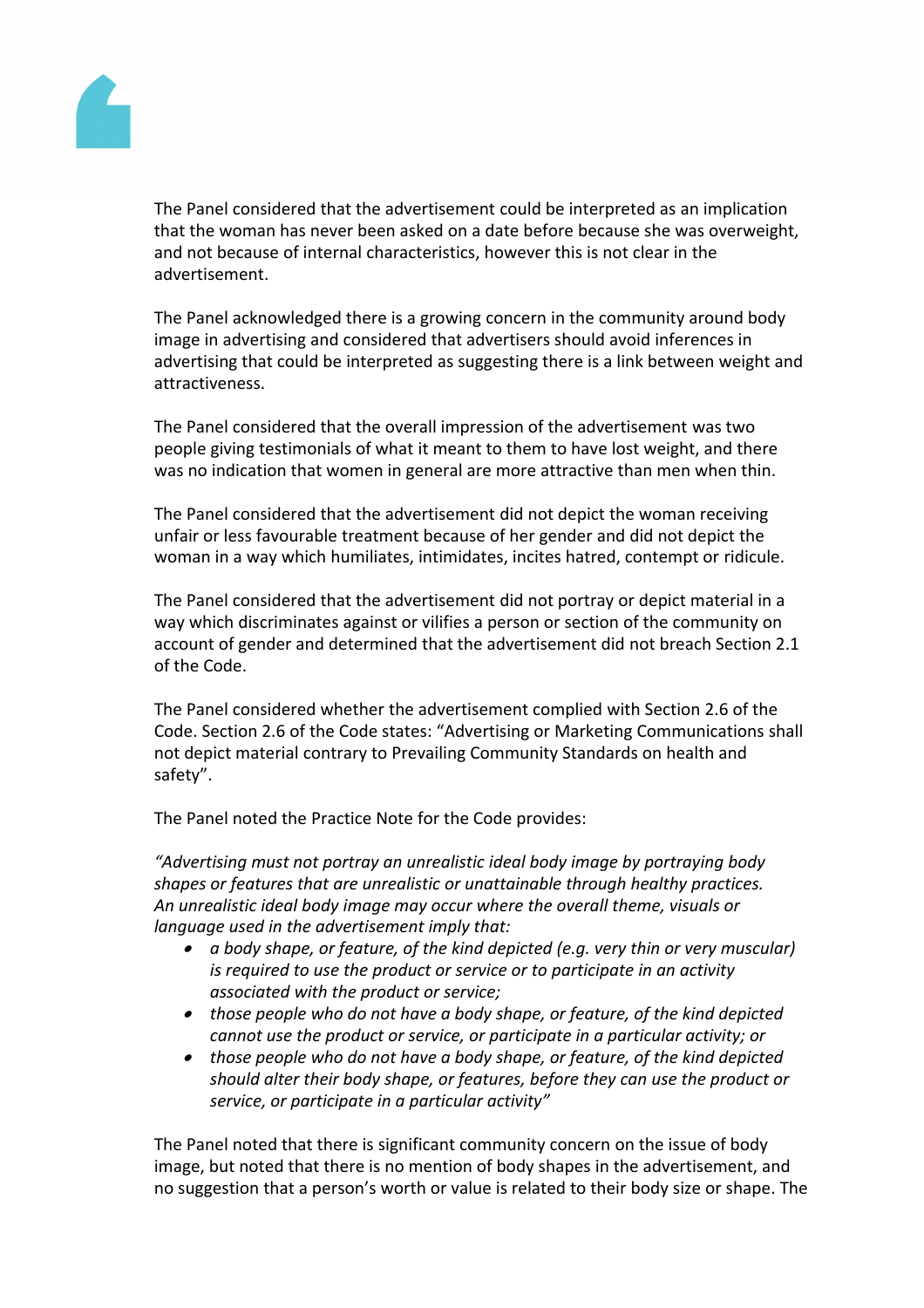The Panel considered that the advertisement could be interpreted as an implication that the woman has never been asked on a date before because she was overweight, and not because of internal characteristics, however this is not clear in the advertisement.

The Panel acknowledged there is a growing concern in the community around body image in advertising and considered that advertisers should avoid inferences in advertising that could be interpreted as suggesting there is a link between weight and attractiveness.

The Panel considered that the overall impression of the advertisement was two people giving testimonials of what it meant to them to have lost weight, and there was no indication that women in general are more attractive than men when thin.

The Panel considered that the advertisement did not depict the woman receiving unfair or less favourable treatment because of her gender and did not depict the woman in a way which humiliates, intimidates, incites hatred, contempt or ridicule.

The Panel considered that the advertisement did not portray or depict material in a way which discriminates against or vilifies a person or section of the community on account of gender and determined that the advertisement did not breach Section 2.1 of the Code.

The Panel considered whether the advertisement complied with Section 2.6 of the Code. Section 2.6 of the Code states: "Advertising or Marketing Communications shall not depict material contrary to Prevailing Community Standards on health and safety".

The Panel noted the Practice Note for the Code provides:

*"Advertising must not portray an unrealistic ideal body image by portraying body shapes or features that are unrealistic or unattainable through healthy practices. An unrealistic ideal body image may occur where the overall theme, visuals or language used in the advertisement imply that:*

- *a body shape, or feature, of the kind depicted (e.g. very thin or very muscular) is required to use the product or service or to participate in an activity associated with the product or service;*
- *those people who do not have a body shape, or feature, of the kind depicted cannot use the product or service, or participate in a particular activity; or*
- *those people who do not have a body shape, or feature, of the kind depicted should alter their body shape, or features, before they can use the product or service, or participate in a particular activity"*

The Panel noted that there is significant community concern on the issue of body image, but noted that there is no mention of body shapes in the advertisement, and no suggestion that a person's worth or value is related to their body size or shape. The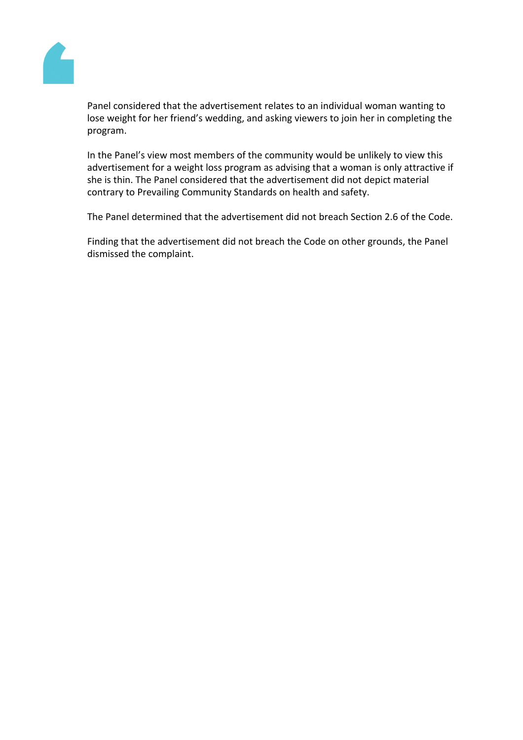Panel considered that the advertisement relates to an individual woman wanting to lose weight for her friend's wedding, and asking viewers to join her in completing the program.

In the Panel's view most members of the community would be unlikely to view this advertisement for a weight loss program as advising that a woman is only attractive if she is thin. The Panel considered that the advertisement did not depict material contrary to Prevailing Community Standards on health and safety.

The Panel determined that the advertisement did not breach Section 2.6 of the Code.

Finding that the advertisement did not breach the Code on other grounds, the Panel dismissed the complaint.